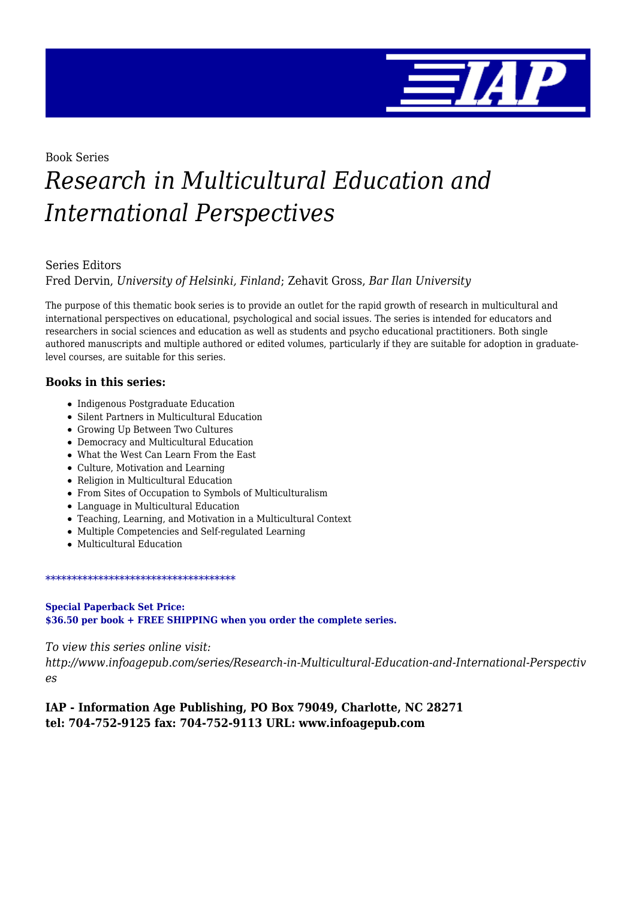Book Series

# *Research in Multicultural Education and International Perspectives*

Series Editors
Fred Dervin, *University of Helsinki, Finland*; Zehavit Gross, *Bar Ilan University*

The purpose of this thematic book series is to provide an outlet for the rapid growth of research in multicultural and international perspectives on educational, psychological and social issues. The series is intended for educators and researchers in social sciences and education as well as students and psycho educational practitioners. Both single authored manuscripts and multiple authored or edited volumes, particularly if they are suitable for adoption in graduate-level courses, are suitable for this series.

### Books in this series:

- Indigenous Postgraduate Education
- Silent Partners in Multicultural Education
- Growing Up Between Two Cultures
- Democracy and Multicultural Education
- What the West Can Learn From the East
- Culture, Motivation and Learning
- Religion in Multicultural Education
- From Sites of Occupation to Symbols of Multiculturalism
- Language in Multicultural Education
- Teaching, Learning, and Motivation in a Multicultural Context
- Multiple Competencies and Self-regulated Learning
- Multicultural Education

************************************

**Special Paperback Set Price:**
**$36.50 per book + FREE SHIPPING when you order the complete series.**

*To view this series online visit:*
*http://www.infoagepub.com/series/Research-in-Multicultural-Education-and-International-Perspectives*

**IAP - Information Age Publishing, PO Box 79049, Charlotte, NC 28271**
**tel: 704-752-9125 fax: 704-752-9113 URL: www.infoagepub.com**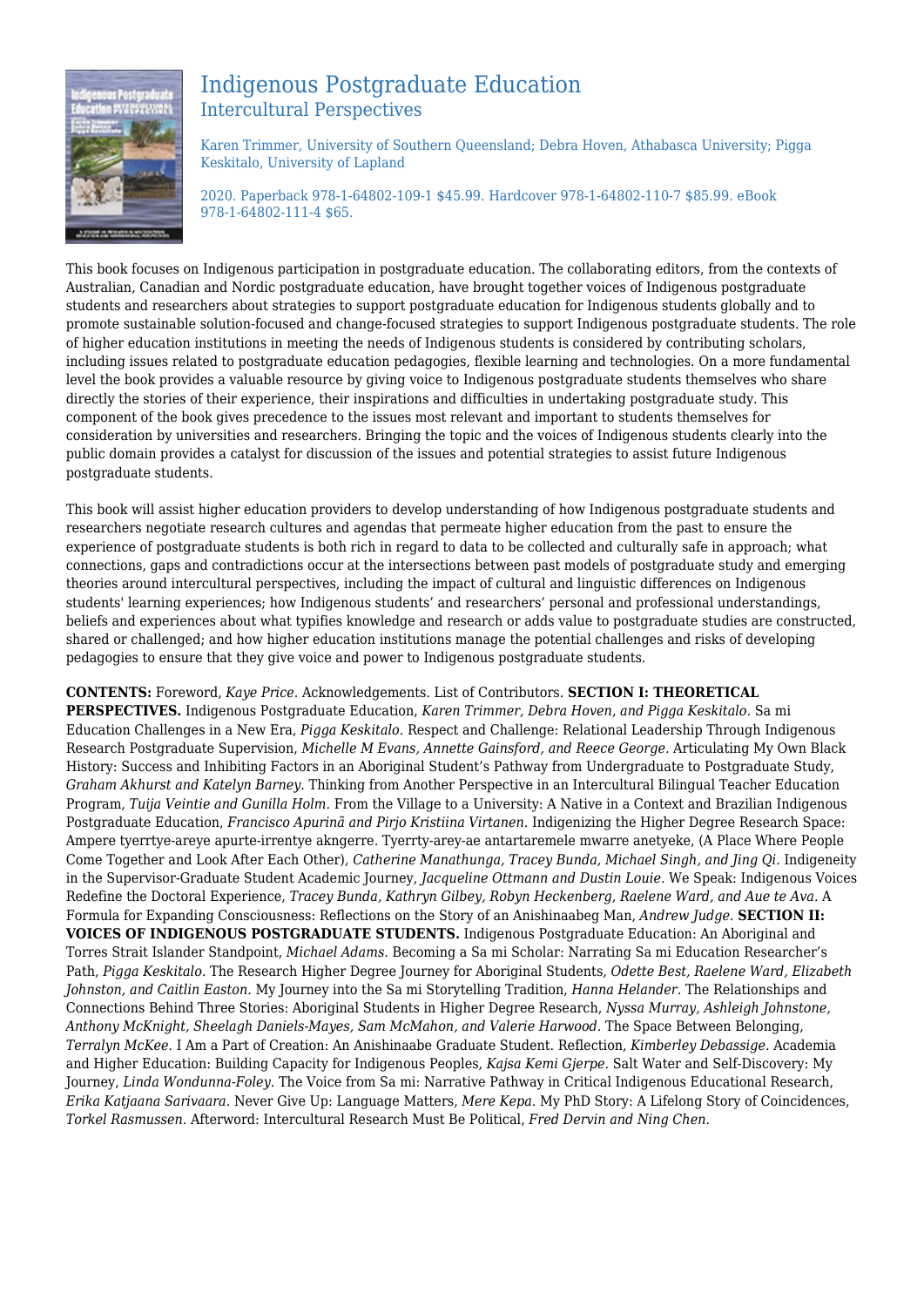# Indigenous Postgraduate Education

## Intercultural Perspectives

Karen Trimmer, University of Southern Queensland; Debra Hoven, Athabasca University; Pigga Keskitalo, University of Lapland

2020. Paperback 978-1-64802-109-1 $45.99. Hardcover 978-1-64802-110-7 $85.99. eBook 978-1-64802-111-4 $65.

This book focuses on Indigenous participation in postgraduate education. The collaborating editors, from the contexts of Australian, Canadian and Nordic postgraduate education, have brought together voices of Indigenous postgraduate students and researchers about strategies to support postgraduate education for Indigenous students globally and to promote sustainable solution-focused and change-focused strategies to support Indigenous postgraduate students. The role of higher education institutions in meeting the needs of Indigenous students is considered by contributing scholars, including issues related to postgraduate education pedagogies, flexible learning and technologies. On a more fundamental level the book provides a valuable resource by giving voice to Indigenous postgraduate students themselves who share directly the stories of their experience, their inspirations and difficulties in undertaking postgraduate study. This component of the book gives precedence to the issues most relevant and important to students themselves for consideration by universities and researchers. Bringing the topic and the voices of Indigenous students clearly into the public domain provides a catalyst for discussion of the issues and potential strategies to assist future Indigenous postgraduate students.

This book will assist higher education providers to develop understanding of how Indigenous postgraduate students and researchers negotiate research cultures and agendas that permeate higher education from the past to ensure the experience of postgraduate students is both rich in regard to data to be collected and culturally safe in approach; what connections, gaps and contradictions occur at the intersections between past models of postgraduate study and emerging theories around intercultural perspectives, including the impact of cultural and linguistic differences on Indigenous students' learning experiences; how Indigenous students' and researchers' personal and professional understandings, beliefs and experiences about what typifies knowledge and research or adds value to postgraduate studies are constructed, shared or challenged; and how higher education institutions manage the potential challenges and risks of developing pedagogies to ensure that they give voice and power to Indigenous postgraduate students.

**CONTENTS:** Foreword, *Kaye Price.* Acknowledgements. List of Contributors. **SECTION I: THEORETICAL PERSPECTIVES.** Indigenous Postgraduate Education, *Karen Trimmer, Debra Hoven, and Pigga Keskitalo.* Sa mi Education Challenges in a New Era, *Pigga Keskitalo.* Respect and Challenge: Relational Leadership Through Indigenous Research Postgraduate Supervision, *Michelle M Evans, Annette Gainsford, and Reece George.* Articulating My Own Black History: Success and Inhibiting Factors in an Aboriginal Student's Pathway from Undergraduate to Postgraduate Study, *Graham Akhurst and Katelyn Barney.* Thinking from Another Perspective in an Intercultural Bilingual Teacher Education Program, *Tuija Veintie and Gunilla Holm.* From the Village to a University: A Native in a Context and Brazilian Indigenous Postgraduate Education, *Francisco Apurinã and Pirjo Kristiina Virtanen.* Indigenizing the Higher Degree Research Space: Ampere tyerrtye-areye apurte-irrentye akngerre. Tyerrty-arey-ae antartaremele mwarre anetyeke, (A Place Where People Come Together and Look After Each Other), *Catherine Manathunga, Tracey Bunda, Michael Singh, and Jing Qi.* Indigeneity in the Supervisor-Graduate Student Academic Journey, *Jacqueline Ottmann and Dustin Louie.* We Speak: Indigenous Voices Redefine the Doctoral Experience, *Tracey Bunda, Kathryn Gilbey, Robyn Heckenberg, Raelene Ward, and Aue te Ava.* A Formula for Expanding Consciousness: Reflections on the Story of an Anishinaabeg Man, *Andrew Judge.* **SECTION II: VOICES OF INDIGENOUS POSTGRADUATE STUDENTS.** Indigenous Postgraduate Education: An Aboriginal and Torres Strait Islander Standpoint, *Michael Adams.* Becoming a Sa mi Scholar: Narrating Sa mi Education Researcher's Path, *Pigga Keskitalo.* The Research Higher Degree Journey for Aboriginal Students, *Odette Best, Raelene Ward, Elizabeth Johnston, and Caitlin Easton.* My Journey into the Sa mi Storytelling Tradition, *Hanna Helander.* The Relationships and Connections Behind Three Stories: Aboriginal Students in Higher Degree Research, *Nyssa Murray, Ashleigh Johnstone, Anthony McKnight, Sheelagh Daniels-Mayes, Sam McMahon, and Valerie Harwood.* The Space Between Belonging, *Terralyn McKee.* I Am a Part of Creation: An Anishinaabe Graduate Student. Reflection, *Kimberley Debassige.* Academia and Higher Education: Building Capacity for Indigenous Peoples, *Kajsa Kemi Gjerpe.* Salt Water and Self-Discovery: My Journey, *Linda Wondunna-Foley.* The Voice from Sa mi: Narrative Pathway in Critical Indigenous Educational Research, *Erika Katjaana Sarivaara.* Never Give Up: Language Matters, *Mere Kepa.* My PhD Story: A Lifelong Story of Coincidences, *Torkel Rasmussen.* Afterword: Intercultural Research Must Be Political, *Fred Dervin and Ning Chen.*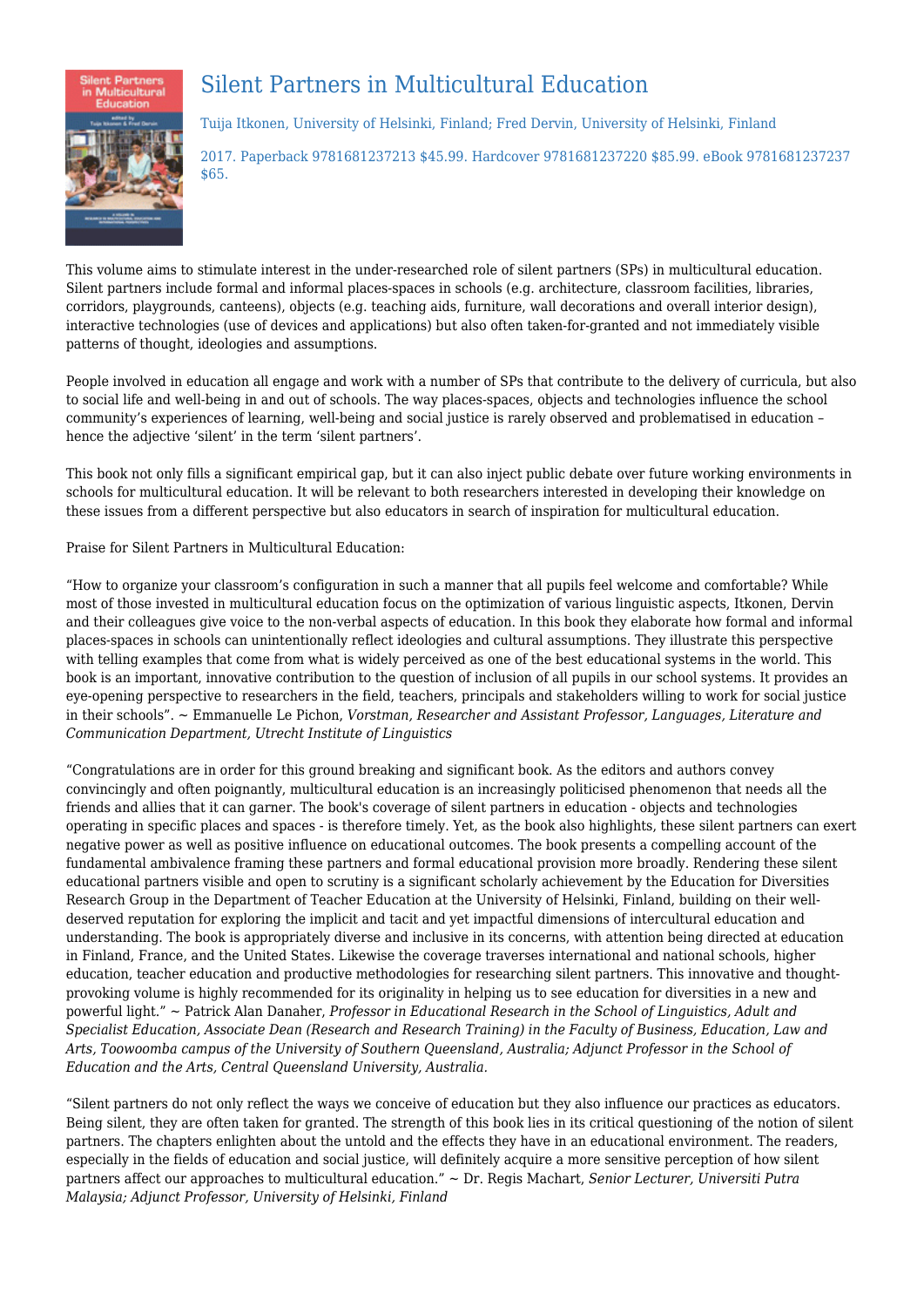# Silent Partners in Multicultural Education

Tuija Itkonen, University of Helsinki, Finland; Fred Dervin, University of Helsinki, Finland

2017. Paperback 9781681237213 $45.99. Hardcover 9781681237220 $85.99. eBook 9781681237237 $65.

This volume aims to stimulate interest in the under-researched role of silent partners (SPs) in multicultural education. Silent partners include formal and informal places-spaces in schools (e.g. architecture, classroom facilities, libraries, corridors, playgrounds, canteens), objects (e.g. teaching aids, furniture, wall decorations and overall interior design), interactive technologies (use of devices and applications) but also often taken-for-granted and not immediately visible patterns of thought, ideologies and assumptions.

People involved in education all engage and work with a number of SPs that contribute to the delivery of curricula, but also to social life and well-being in and out of schools. The way places-spaces, objects and technologies influence the school community's experiences of learning, well-being and social justice is rarely observed and problematised in education – hence the adjective 'silent' in the term 'silent partners'.

This book not only fills a significant empirical gap, but it can also inject public debate over future working environments in schools for multicultural education. It will be relevant to both researchers interested in developing their knowledge on these issues from a different perspective but also educators in search of inspiration for multicultural education.

Praise for Silent Partners in Multicultural Education:

"How to organize your classroom's configuration in such a manner that all pupils feel welcome and comfortable? While most of those invested in multicultural education focus on the optimization of various linguistic aspects, Itkonen, Dervin and their colleagues give voice to the non-verbal aspects of education. In this book they elaborate how formal and informal places-spaces in schools can unintentionally reflect ideologies and cultural assumptions. They illustrate this perspective with telling examples that come from what is widely perceived as one of the best educational systems in the world. This book is an important, innovative contribution to the question of inclusion of all pupils in our school systems. It provides an eye-opening perspective to researchers in the field, teachers, principals and stakeholders willing to work for social justice in their schools". ~ Emmanuelle Le Pichon, *Vorstman, Researcher and Assistant Professor, Languages, Literature and Communication Department, Utrecht Institute of Linguistics*

"Congratulations are in order for this ground breaking and significant book. As the editors and authors convey convincingly and often poignantly, multicultural education is an increasingly politicised phenomenon that needs all the friends and allies that it can garner. The book's coverage of silent partners in education - objects and technologies operating in specific places and spaces - is therefore timely. Yet, as the book also highlights, these silent partners can exert negative power as well as positive influence on educational outcomes. The book presents a compelling account of the fundamental ambivalence framing these partners and formal educational provision more broadly. Rendering these silent educational partners visible and open to scrutiny is a significant scholarly achievement by the Education for Diversities Research Group in the Department of Teacher Education at the University of Helsinki, Finland, building on their well-deserved reputation for exploring the implicit and tacit and yet impactful dimensions of intercultural education and understanding. The book is appropriately diverse and inclusive in its concerns, with attention being directed at education in Finland, France, and the United States. Likewise the coverage traverses international and national schools, higher education, teacher education and productive methodologies for researching silent partners. This innovative and thought-provoking volume is highly recommended for its originality in helping us to see education for diversities in a new and powerful light." ~ Patrick Alan Danaher, *Professor in Educational Research in the School of Linguistics, Adult and Specialist Education, Associate Dean (Research and Research Training) in the Faculty of Business, Education, Law and Arts, Toowoomba campus of the University of Southern Queensland, Australia; Adjunct Professor in the School of Education and the Arts, Central Queensland University, Australia.*

"Silent partners do not only reflect the ways we conceive of education but they also influence our practices as educators. Being silent, they are often taken for granted. The strength of this book lies in its critical questioning of the notion of silent partners. The chapters enlighten about the untold and the effects they have in an educational environment. The readers, especially in the fields of education and social justice, will definitely acquire a more sensitive perception of how silent partners affect our approaches to multicultural education." ~ Dr. Regis Machart, *Senior Lecturer, Universiti Putra Malaysia; Adjunct Professor, University of Helsinki, Finland*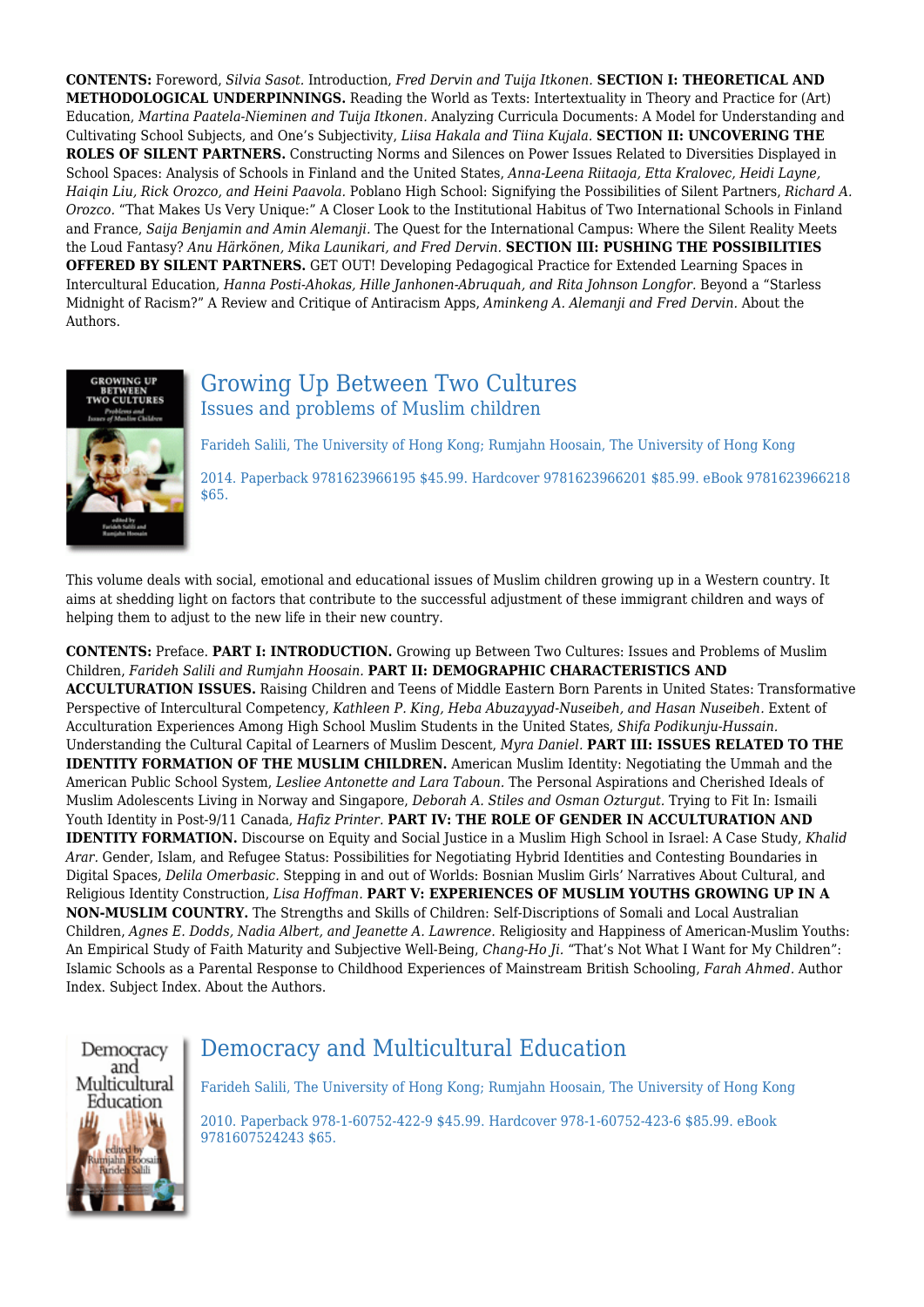**CONTENTS:** Foreword, *Silvia Sasot.* Introduction, *Fred Dervin and Tuija Itkonen.* **SECTION I: THEORETICAL AND METHODOLOGICAL UNDERPINNINGS.** Reading the World as Texts: Intertextuality in Theory and Practice for (Art) Education, *Martina Paatela-Nieminen and Tuija Itkonen.* Analyzing Curricula Documents: A Model for Understanding and Cultivating School Subjects, and One's Subjectivity, *Liisa Hakala and Tiina Kujala.* **SECTION II: UNCOVERING THE ROLES OF SILENT PARTNERS.** Constructing Norms and Silences on Power Issues Related to Diversities Displayed in School Spaces: Analysis of Schools in Finland and the United States, *Anna-Leena Riitaoja, Etta Kralovec, Heidi Layne, Haiqin Liu, Rick Orozco, and Heini Paavola.* Poblano High School: Signifying the Possibilities of Silent Partners, *Richard A. Orozco.* "That Makes Us Very Unique:" A Closer Look to the Institutional Habitus of Two International Schools in Finland and France, *Saija Benjamin and Amin Alemanji.* The Quest for the International Campus: Where the Silent Reality Meets the Loud Fantasy? *Anu Härkönen, Mika Launikari, and Fred Dervin.* **SECTION III: PUSHING THE POSSIBILITIES OFFERED BY SILENT PARTNERS.** GET OUT! Developing Pedagogical Practice for Extended Learning Spaces in Intercultural Education, *Hanna Posti-Ahokas, Hille Janhonen-Abruquah, and Rita Johnson Longfor.* Beyond a "Starless Midnight of Racism?" A Review and Critique of Antiracism Apps, *Aminkeng A. Alemanji and Fred Dervin.* About the Authors.

## Growing Up Between Two Cultures
### Issues and problems of Muslim children

Farideh Salili, The University of Hong Kong; Rumjahn Hoosain, The University of Hong Kong

2014. Paperback 9781623966195 $45.99. Hardcover 9781623966201 $85.99. eBook 9781623966218 $65.

This volume deals with social, emotional and educational issues of Muslim children growing up in a Western country. It aims at shedding light on factors that contribute to the successful adjustment of these immigrant children and ways of helping them to adjust to the new life in their new country.

**CONTENTS:** Preface. **PART I: INTRODUCTION.** Growing up Between Two Cultures: Issues and Problems of Muslim Children, *Farideh Salili and Rumjahn Hoosain.* **PART II: DEMOGRAPHIC CHARACTERISTICS AND ACCULTURATION ISSUES.** Raising Children and Teens of Middle Eastern Born Parents in United States: Transformative Perspective of Intercultural Competency, *Kathleen P. King, Heba Abuzayyad-Nuseibeh, and Hasan Nuseibeh.* Extent of Acculturation Experiences Among High School Muslim Students in the United States, *Shifa Podikunju-Hussain.* Understanding the Cultural Capital of Learners of Muslim Descent, *Myra Daniel.* **PART III: ISSUES RELATED TO THE IDENTITY FORMATION OF THE MUSLIM CHILDREN.** American Muslim Identity: Negotiating the Ummah and the American Public School System, *Lesliee Antonette and Lara Taboun.* The Personal Aspirations and Cherished Ideals of Muslim Adolescents Living in Norway and Singapore, *Deborah A. Stiles and Osman Ozturgut.* Trying to Fit In: Ismaili Youth Identity in Post-9/11 Canada, *Hafiz Printer.* **PART IV: THE ROLE OF GENDER IN ACCULTURATION AND IDENTITY FORMATION.** Discourse on Equity and Social Justice in a Muslim High School in Israel: A Case Study, *Khalid Arar.* Gender, Islam, and Refugee Status: Possibilities for Negotiating Hybrid Identities and Contesting Boundaries in Digital Spaces, *Delila Omerbasic.* Stepping in and out of Worlds: Bosnian Muslim Girls' Narratives About Cultural, and Religious Identity Construction, *Lisa Hoffman.* **PART V: EXPERIENCES OF MUSLIM YOUTHS GROWING UP IN A NON-MUSLIM COUNTRY.** The Strengths and Skills of Children: Self-Discriptions of Somali and Local Australian Children, *Agnes E. Dodds, Nadia Albert, and Jeanette A. Lawrence.* Religiosity and Happiness of American-Muslim Youths: An Empirical Study of Faith Maturity and Subjective Well-Being, *Chang-Ho Ji.* "That's Not What I Want for My Children": Islamic Schools as a Parental Response to Childhood Experiences of Mainstream British Schooling, *Farah Ahmed.* Author Index. Subject Index. About the Authors.

## Democracy and Multicultural Education

Farideh Salili, The University of Hong Kong; Rumjahn Hoosain, The University of Hong Kong

2010. Paperback 978-1-60752-422-9 $45.99. Hardcover 978-1-60752-423-6 $85.99. eBook 9781607524243 $65.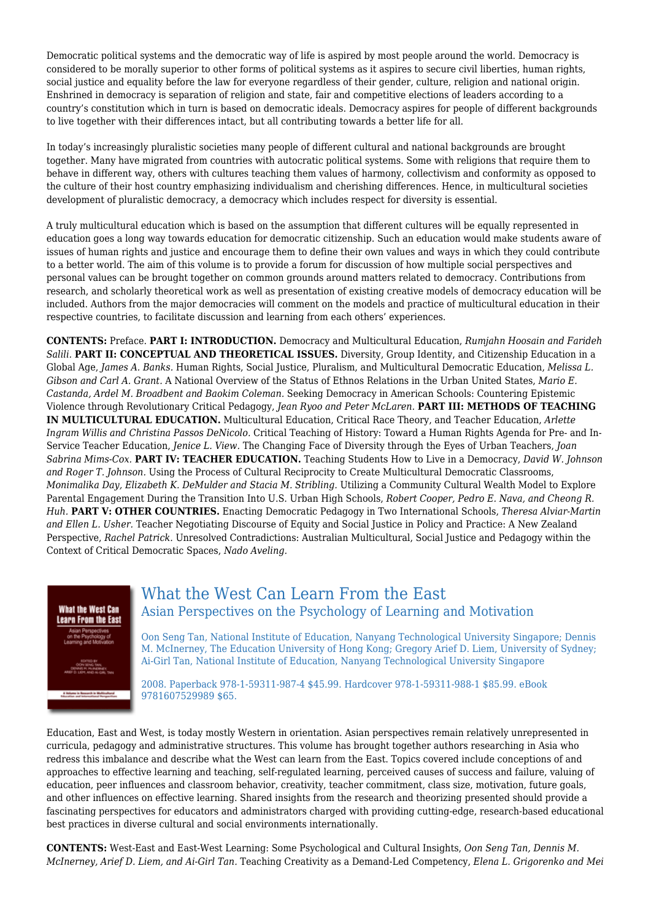Democratic political systems and the democratic way of life is aspired by most people around the world. Democracy is considered to be morally superior to other forms of political systems as it aspires to secure civil liberties, human rights, social justice and equality before the law for everyone regardless of their gender, culture, religion and national origin. Enshrined in democracy is separation of religion and state, fair and competitive elections of leaders according to a country's constitution which in turn is based on democratic ideals. Democracy aspires for people of different backgrounds to live together with their differences intact, but all contributing towards a better life for all.

In today's increasingly pluralistic societies many people of different cultural and national backgrounds are brought together. Many have migrated from countries with autocratic political systems. Some with religions that require them to behave in different way, others with cultures teaching them values of harmony, collectivism and conformity as opposed to the culture of their host country emphasizing individualism and cherishing differences. Hence, in multicultural societies development of pluralistic democracy, a democracy which includes respect for diversity is essential.

A truly multicultural education which is based on the assumption that different cultures will be equally represented in education goes a long way towards education for democratic citizenship. Such an education would make students aware of issues of human rights and justice and encourage them to define their own values and ways in which they could contribute to a better world. The aim of this volume is to provide a forum for discussion of how multiple social perspectives and personal values can be brought together on common grounds around matters related to democracy. Contributions from research, and scholarly theoretical work as well as presentation of existing creative models of democracy education will be included. Authors from the major democracies will comment on the models and practice of multicultural education in their respective countries, to facilitate discussion and learning from each others' experiences.

**CONTENTS:** Preface. **PART I: INTRODUCTION.** Democracy and Multicultural Education, *Rumjahn Hoosain and Farideh Salili.* **PART II: CONCEPTUAL AND THEORETICAL ISSUES.** Diversity, Group Identity, and Citizenship Education in a Global Age, *James A. Banks.* Human Rights, Social Justice, Pluralism, and Multicultural Democratic Education, *Melissa L. Gibson and Carl A. Grant.* A National Overview of the Status of Ethnos Relations in the Urban United States, *Mario E. Castanda, Ardel M. Broadbent and Baokim Coleman.* Seeking Democracy in American Schools: Countering Epistemic Violence through Revolutionary Critical Pedagogy, *Jean Ryoo and Peter McLaren.* **PART III: METHODS OF TEACHING IN MULTICULTURAL EDUCATION.** Multicultural Education, Critical Race Theory, and Teacher Education, *Arlette Ingram Willis and Christina Passos DeNicolo.* Critical Teaching of History: Toward a Human Rights Agenda for Pre- and In-Service Teacher Education, *Jenice L. View.* The Changing Face of Diversity through the Eyes of Urban Teachers, *Joan Sabrina Mims-Cox.* **PART IV: TEACHER EDUCATION.** Teaching Students How to Live in a Democracy, *David W. Johnson and Roger T. Johnson.* Using the Process of Cultural Reciprocity to Create Multicultural Democratic Classrooms, *Monimalika Day, Elizabeth K. DeMulder and Stacia M. Stribling.* Utilizing a Community Cultural Wealth Model to Explore Parental Engagement During the Transition Into U.S. Urban High Schools, *Robert Cooper, Pedro E. Nava, and Cheong R. Huh.* **PART V: OTHER COUNTRIES.** Enacting Democratic Pedagogy in Two International Schools, *Theresa Alviar-Martin and Ellen L. Usher.* Teacher Negotiating Discourse of Equity and Social Justice in Policy and Practice: A New Zealand Perspective, *Rachel Patrick.* Unresolved Contradictions: Australian Multicultural, Social Justice and Pedagogy within the Context of Critical Democratic Spaces, *Nado Aveling.*

## What the West Can Learn From the East

### Asian Perspectives on the Psychology of Learning and Motivation

Oon Seng Tan, National Institute of Education, Nanyang Technological University Singapore; Dennis M. McInerney, The Education University of Hong Kong; Gregory Arief D. Liem, University of Sydney; Ai-Girl Tan, National Institute of Education, Nanyang Technological University Singapore

2008. Paperback 978-1-59311-987-4 $45.99. Hardcover 978-1-59311-988-1 $85.99. eBook 9781607529989 $65.

Education, East and West, is today mostly Western in orientation. Asian perspectives remain relatively unrepresented in curricula, pedagogy and administrative structures. This volume has brought together authors researching in Asia who redress this imbalance and describe what the West can learn from the East. Topics covered include conceptions of and approaches to effective learning and teaching, self-regulated learning, perceived causes of success and failure, valuing of education, peer influences and classroom behavior, creativity, teacher commitment, class size, motivation, future goals, and other influences on effective learning. Shared insights from the research and theorizing presented should provide a fascinating perspectives for educators and administrators charged with providing cutting-edge, research-based educational best practices in diverse cultural and social environments internationally.

**CONTENTS:** West-East and East-West Learning: Some Psychological and Cultural Insights, *Oon Seng Tan, Dennis M. McInerney, Arief D. Liem, and Ai-Girl Tan.* Teaching Creativity as a Demand-Led Competency, *Elena L. Grigorenko and Mei*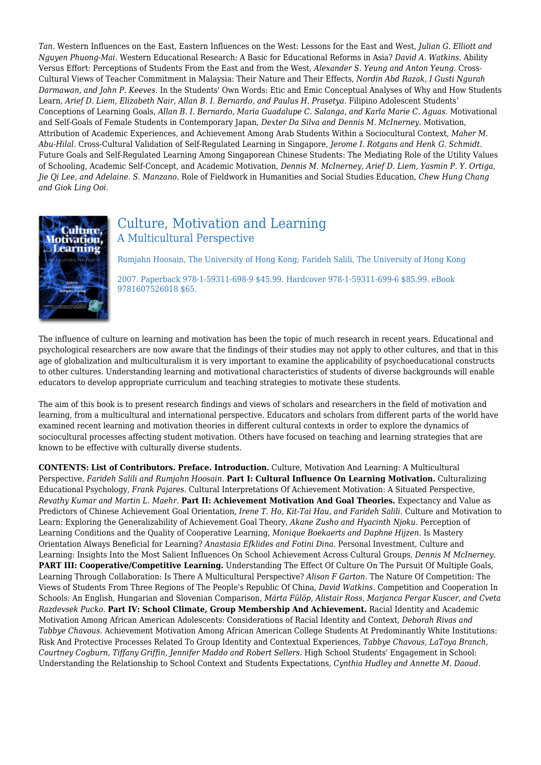*Tan.* Western Influences on the East, Eastern Influences on the West: Lessons for the East and West, *Julian G. Elliott and Nguyen Phuong-Mai.* Western Educational Research: A Basic for Educational Reforms in Asia? *David A. Watkins.* Ability Versus Effort: Perceptions of Students From the East and from the West, *Alexander S. Yeung and Anton Yeung.* Cross-Cultural Views of Teacher Commitment in Malaysia: Their Nature and Their Effects, *Nordin Abd Razak, I Gusti Ngurah Darmawan, and John P. Keeves.* In the Students' Own Words: Etic and Emic Conceptual Analyses of Why and How Students Learn, *Arief D. Liem, Elizabeth Nair, Allan B. I. Bernardo, and Paulus H. Prasetya.* Filipino Adolescent Students' Conceptions of Learning Goals, *Allan B. I. Bernardo, Maria Guadalupe C. Salanga, and Karla Marie C. Aguas.* Motivational and Self-Goals of Female Students in Contemporary Japan, *Dexter Da Silva and Dennis M. McInerney.* Motivation, Attribution of Academic Experiences, and Achievement Among Arab Students Within a Sociocultural Context, *Maher M. Abu-Hilal.* Cross-Cultural Validation of Self-Regulated Learning in Singapore, *Jerome I. Rotgans and Henk G. Schmidt.* Future Goals and Self-Regulated Learning Among Singaporean Chinese Students: The Mediating Role of the Utility Values of Schooling, Academic Self-Concept, and Academic Motivation, *Dennis M. McInerney, Arief D. Liem, Yasmin P. Y. Ortiga, Jie Qi Lee, and Adelaine. S. Manzano.* Role of Fieldwork in Humanities and Social Studies Education, *Chew Hung Chang and Giok Ling Ooi.*

## Culture, Motivation and Learning
### A Multicultural Perspective

Rumjahn Hoosain, The University of Hong Kong; Farideh Salili, The University of Hong Kong

2007. Paperback 978-1-59311-698-9 $45.99. Hardcover 978-1-59311-699-6 $85.99. eBook 9781607526018 $65.

The influence of culture on learning and motivation has been the topic of much research in recent years. Educational and psychological researchers are now aware that the findings of their studies may not apply to other cultures, and that in this age of globalization and multiculturalism it is very important to examine the applicability of psychoeducational constructs to other cultures. Understanding learning and motivational characteristics of students of diverse backgrounds will enable educators to develop appropriate curriculum and teaching strategies to motivate these students.

The aim of this book is to present research findings and views of scholars and researchers in the field of motivation and learning, from a multicultural and international perspective. Educators and scholars from different parts of the world have examined recent learning and motivation theories in different cultural contexts in order to explore the dynamics of sociocultural processes affecting student motivation. Others have focused on teaching and learning strategies that are known to be effective with culturally diverse students.

**CONTENTS: List of Contributors. Preface. Introduction.** Culture, Motivation And Learning: A Multicultural Perspective, *Farideh Salili and Rumjahn Hoosain.* **Part I: Cultural Influence On Learning Motivation.** Culturalizing Educational Psychology, *Frank Pajares.* Cultural Interpretations Of Achievement Motivation: A Situated Perspective, *Revathy Kumar and Martin L. Maehr.* **Part II: Achievement Motivation And Goal Theories.** Expectancy and Value as Predictors of Chinese Achievement Goal Orientation, *Irene T. Ho, Kit-Tai Hau, and Farideh Salili.* Culture and Motivation to Learn: Exploring the Generalizability of Achievement Goal Theory, *Akane Zusho and Hyacinth Njoku.* Perception of Learning Conditions and the Quality of Cooperative Learning, *Monique Boekaerts and Daphne Hijzen.* Is Mastery Orientation Always Beneficial for Learning? *Anastasia Efklides and Fotini Dina.* Personal Investment, Culture and Learning: Insights Into the Most Salient Influences On School Achievement Across Cultural Groups, *Dennis M McInerney.* **PART III: Cooperative/Competitive Learning.** Understanding The Effect Of Culture On The Pursuit Of Multiple Goals, Learning Through Collaboration: Is There A Multicultural Perspective? *Alison F Garton.* The Nature Of Competition: The Views of Students From Three Regions of The People's Republic Of China, *David Watkins.* Competition and Cooperation In Schools: An English, Hungarian and Slovenian Comparison, *Márta Fülöp, Alistair Ross, Marjanca Pergar Kuscer, and Cveta Razdevsek Pucko.* **Part IV: School Climate, Group Membership And Achievement.** Racial Identity and Academic Motivation Among African American Adolescents: Considerations of Racial Identity and Context, *Deborah Rivas and Tabbye Chavous.* Achievement Motivation Among African American College Students At Predominantly White Institutions: Risk And Protective Processes Related To Group Identity and Contextual Experiences, *Tabbye Chavous, LaToya Branch, Courtney Cogburn, Tiffany Griffin, Jennifer Maddo and Robert Sellers.* High School Students' Engagement in School: Understanding the Relationship to School Context and Students Expectations, *Cynthia Hudley and Annette M. Daoud.*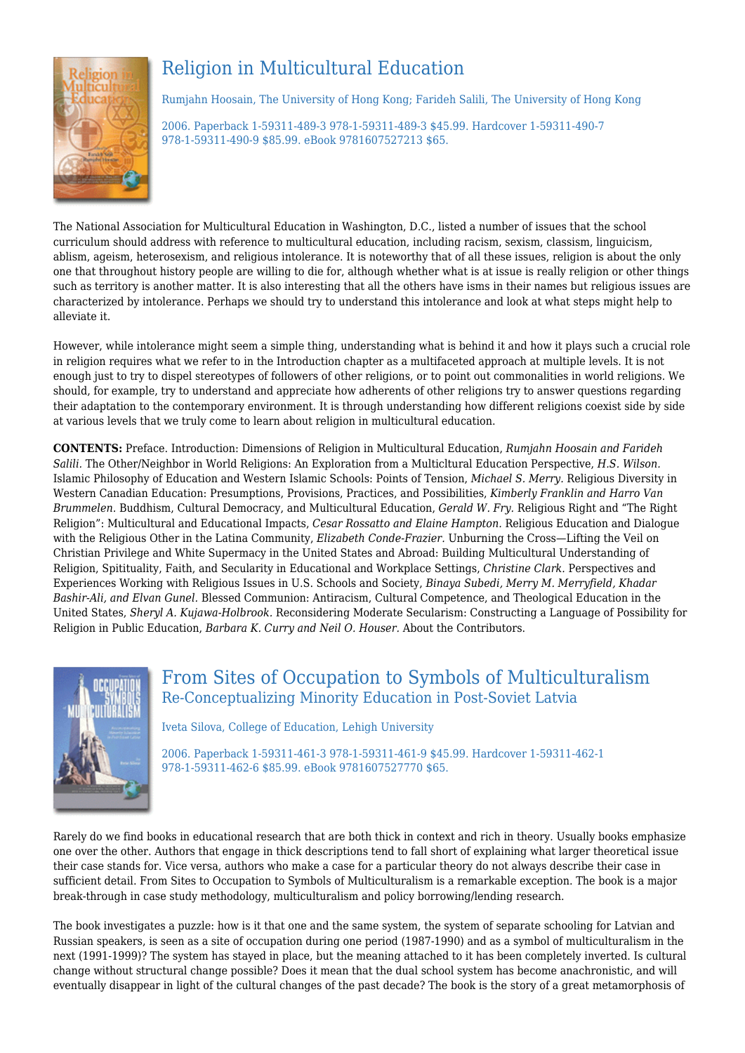## Religion in Multicultural Education

Rumjahn Hoosain, The University of Hong Kong; Farideh Salili, The University of Hong Kong

2006. Paperback 1-59311-489-3 978-1-59311-489-3 $45.99. Hardcover 1-59311-490-7 978-1-59311-490-9 $85.99. eBook 9781607527213 $65.

The National Association for Multicultural Education in Washington, D.C., listed a number of issues that the school curriculum should address with reference to multicultural education, including racism, sexism, classism, linguicism, ablism, ageism, heterosexism, and religious intolerance. It is noteworthy that of all these issues, religion is about the only one that throughout history people are willing to die for, although whether what is at issue is really religion or other things such as territory is another matter. It is also interesting that all the others have isms in their names but religious issues are characterized by intolerance. Perhaps we should try to understand this intolerance and look at what steps might help to alleviate it.

However, while intolerance might seem a simple thing, understanding what is behind it and how it plays such a crucial role in religion requires what we refer to in the Introduction chapter as a multifaceted approach at multiple levels. It is not enough just to try to dispel stereotypes of followers of other religions, or to point out commonalities in world religions. We should, for example, try to understand and appreciate how adherents of other religions try to answer questions regarding their adaptation to the contemporary environment. It is through understanding how different religions coexist side by side at various levels that we truly come to learn about religion in multicultural education.

**CONTENTS:** Preface. Introduction: Dimensions of Religion in Multicultural Education, *Rumjahn Hoosain and Farideh Salili.* The Other/Neighbor in World Religions: An Exploration from a Multicltural Education Perspective, *H.S. Wilson.* Islamic Philosophy of Education and Western Islamic Schools: Points of Tension, *Michael S. Merry.* Religious Diversity in Western Canadian Education: Presumptions, Provisions, Practices, and Possibilities, *Kimberly Franklin and Harro Van Brummelen.* Buddhism, Cultural Democracy, and Multicultural Education, *Gerald W. Fry.* Religious Right and "The Right Religion": Multicultural and Educational Impacts, *Cesar Rossatto and Elaine Hampton.* Religious Education and Dialogue with the Religious Other in the Latina Community, *Elizabeth Conde-Frazier.* Unburning the Cross—Lifting the Veil on Christian Privilege and White Supermacy in the United States and Abroad: Building Multicultural Understanding of Religion, Spitituality, Faith, and Secularity in Educational and Workplace Settings, *Christine Clark*. Perspectives and Experiences Working with Religious Issues in U.S. Schools and Society, *Binaya Subedi, Merry M. Merryfield, Khadar Bashir-Ali, and Elvan Gunel.* Blessed Communion: Antiracism, Cultural Competence, and Theological Education in the United States, *Sheryl A. Kujawa-Holbrook*. Reconsidering Moderate Secularism: Constructing a Language of Possibility for Religion in Public Education, *Barbara K. Curry and Neil O. Houser.* About the Contributors.

## From Sites of Occupation to Symbols of Multiculturalism
### Re-Conceptualizing Minority Education in Post-Soviet Latvia

Iveta Silova, College of Education, Lehigh University

2006. Paperback 1-59311-461-3 978-1-59311-461-9 $45.99. Hardcover 1-59311-462-1 978-1-59311-462-6 $85.99. eBook 9781607527770 $65.

Rarely do we find books in educational research that are both thick in context and rich in theory. Usually books emphasize one over the other. Authors that engage in thick descriptions tend to fall short of explaining what larger theoretical issue their case stands for. Vice versa, authors who make a case for a particular theory do not always describe their case in sufficient detail. From Sites to Occupation to Symbols of Multiculturalism is a remarkable exception. The book is a major break-through in case study methodology, multiculturalism and policy borrowing/lending research.

The book investigates a puzzle: how is it that one and the same system, the system of separate schooling for Latvian and Russian speakers, is seen as a site of occupation during one period (1987-1990) and as a symbol of multiculturalism in the next (1991-1999)? The system has stayed in place, but the meaning attached to it has been completely inverted. Is cultural change without structural change possible? Does it mean that the dual school system has become anachronistic, and will eventually disappear in light of the cultural changes of the past decade? The book is the story of a great metamorphosis of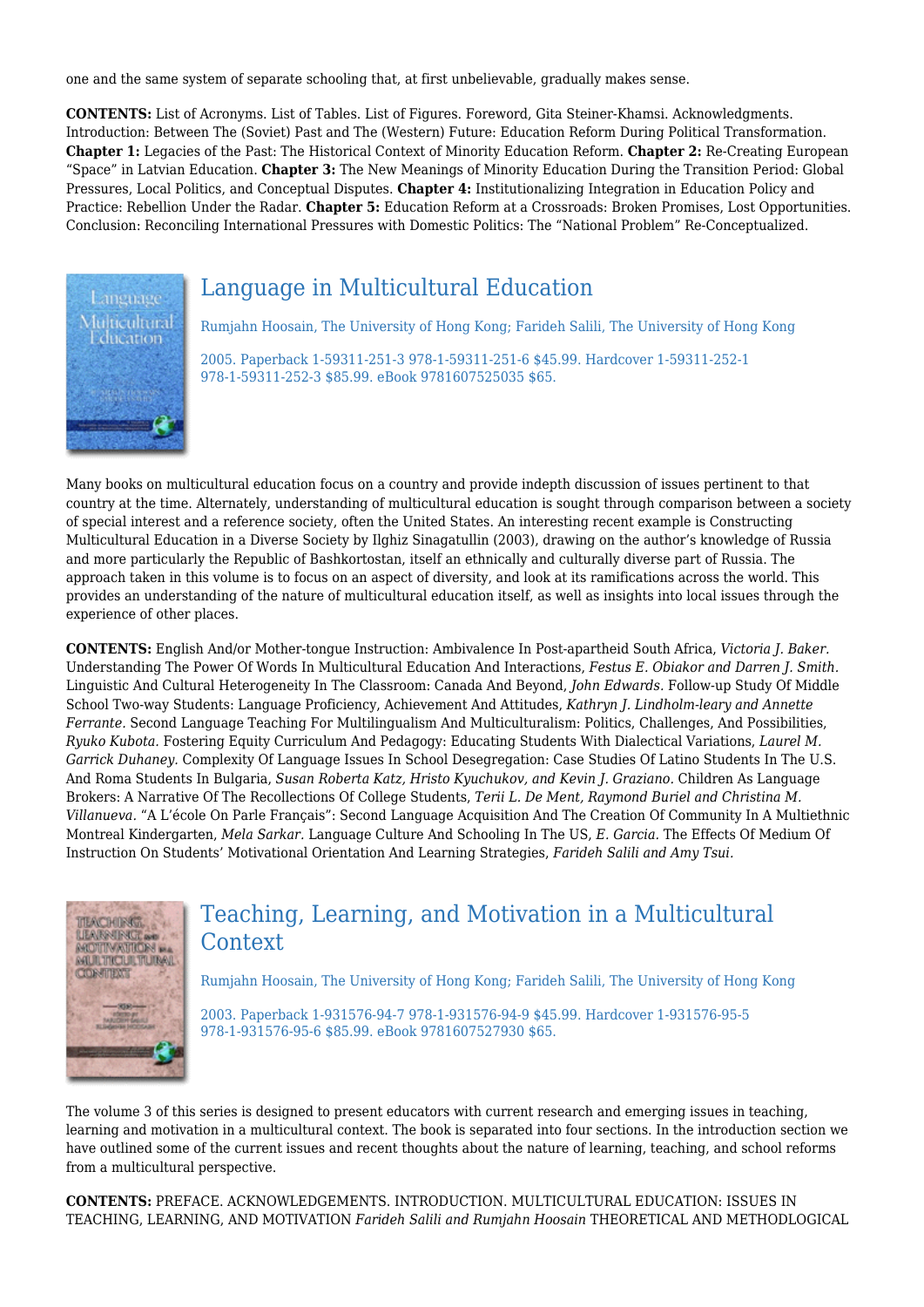one and the same system of separate schooling that, at first unbelievable, gradually makes sense.

**CONTENTS:** List of Acronyms. List of Tables. List of Figures. Foreword, Gita Steiner-Khamsi. Acknowledgments. Introduction: Between The (Soviet) Past and The (Western) Future: Education Reform During Political Transformation. **Chapter 1:** Legacies of the Past: The Historical Context of Minority Education Reform. **Chapter 2:** Re-Creating European "Space" in Latvian Education. **Chapter 3:** The New Meanings of Minority Education During the Transition Period: Global Pressures, Local Politics, and Conceptual Disputes. **Chapter 4:** Institutionalizing Integration in Education Policy and Practice: Rebellion Under the Radar. **Chapter 5:** Education Reform at a Crossroads: Broken Promises, Lost Opportunities. Conclusion: Reconciling International Pressures with Domestic Politics: The "National Problem" Re-Conceptualized.

## Language in Multicultural Education

Rumjahn Hoosain, The University of Hong Kong; Farideh Salili, The University of Hong Kong

2005. Paperback 1-59311-251-3 978-1-59311-251-6 $45.99. Hardcover 1-59311-252-1 978-1-59311-252-3 $85.99. eBook 9781607525035 $65.

Many books on multicultural education focus on a country and provide indepth discussion of issues pertinent to that country at the time. Alternately, understanding of multicultural education is sought through comparison between a society of special interest and a reference society, often the United States. An interesting recent example is Constructing Multicultural Education in a Diverse Society by Ilghiz Sinagatullin (2003), drawing on the author's knowledge of Russia and more particularly the Republic of Bashkortostan, itself an ethnically and culturally diverse part of Russia. The approach taken in this volume is to focus on an aspect of diversity, and look at its ramifications across the world. This provides an understanding of the nature of multicultural education itself, as well as insights into local issues through the experience of other places.

**CONTENTS:** English And/or Mother-tongue Instruction: Ambivalence In Post-apartheid South Africa, *Victoria J. Baker.* Understanding The Power Of Words In Multicultural Education And Interactions, *Festus E. Obiakor and Darren J. Smith.* Linguistic And Cultural Heterogeneity In The Classroom: Canada And Beyond, *John Edwards.* Follow-up Study Of Middle School Two-way Students: Language Proficiency, Achievement And Attitudes, *Kathryn J. Lindholm-leary and Annette Ferrante.* Second Language Teaching For Multilingualism And Multiculturalism: Politics, Challenges, And Possibilities, *Ryuko Kubota.* Fostering Equity Curriculum And Pedagogy: Educating Students With Dialectical Variations, *Laurel M. Garrick Duhaney.* Complexity Of Language Issues In School Desegregation: Case Studies Of Latino Students In The U.S. And Roma Students In Bulgaria, *Susan Roberta Katz, Hristo Kyuchukov, and Kevin J. Graziano.* Children As Language Brokers: A Narrative Of The Recollections Of College Students, *Terii L. De Ment, Raymond Buriel and Christina M. Villanueva.* "A L'école On Parle Français": Second Language Acquisition And The Creation Of Community In A Multiethnic Montreal Kindergarten, *Mela Sarkar.* Language Culture And Schooling In The US, *E. Garcia.* The Effects Of Medium Of Instruction On Students' Motivational Orientation And Learning Strategies, *Farideh Salili and Amy Tsui.*

## Teaching, Learning, and Motivation in a Multicultural Context

Rumjahn Hoosain, The University of Hong Kong; Farideh Salili, The University of Hong Kong

2003. Paperback 1-931576-94-7 978-1-931576-94-9 $45.99. Hardcover 1-931576-95-5 978-1-931576-95-6 $85.99. eBook 9781607527930 $65.

The volume 3 of this series is designed to present educators with current research and emerging issues in teaching, learning and motivation in a multicultural context. The book is separated into four sections. In the introduction section we have outlined some of the current issues and recent thoughts about the nature of learning, teaching, and school reforms from a multicultural perspective.

**CONTENTS:** PREFACE. ACKNOWLEDGEMENTS. INTRODUCTION. MULTICULTURAL EDUCATION: ISSUES IN TEACHING, LEARNING, AND MOTIVATION *Farideh Salili and Rumjahn Hoosain* THEORETICAL AND METHODLOGICAL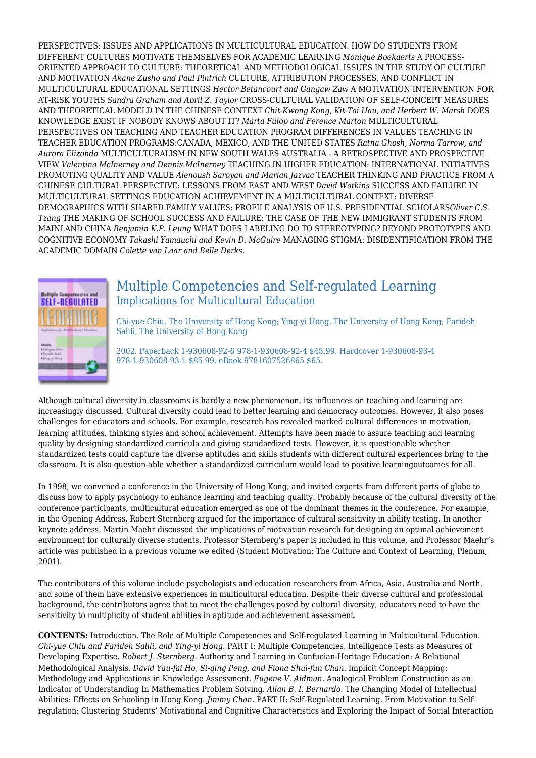PERSPECTIVES: ISSUES AND APPLICATIONS IN MULTICULTURAL EDUCATION. HOW DO STUDENTS FROM DIFFERENT CULTURES MOTIVATE THEMSELVES FOR ACADEMIC LEARNING *Monique Boekaerts* A PROCESS-ORIENTED APPROACH TO CULTURE: THEORETICAL AND METHODOLOGICAL ISSUES IN THE STUDY OF CULTURE AND MOTIVATION *Akane Zusho and Paul Pintrich* CULTURE, ATTRIBUTION PROCESSES, AND CONFLICT IN MULTICULTURAL EDUCATIONAL SETTINGS *Hector Betancourt and Gangaw Zaw* A MOTIVATION INTERVENTION FOR AT-RISK YOUTHS *Sandra Graham and April Z. Taylor* CROSS-CULTURAL VALIDATION OF SELF-CONCEPT MEASURES AND THEORETICAL MODELD IN THE CHINESE CONTEXT *Chit-Kwong Kong, Kit-Tai Hau, and Herbert W. Marsh* DOES KNOWLEDGE EXIST IF NOBODY KNOWS ABOUT IT? *Márta Fülöp and Ference Marton* MULTICULTURAL PERSPECTIVES ON TEACHING AND TEACHER EDUCATION PROGRAM DIFFERENCES IN VALUES TEACHING IN TEACHER EDUCATION PROGRAMS:CANADA, MEXICO, AND THE UNITED STATES *Ratna Ghosh, Norma Tarrow, and Aurora Elizondo* MULTICULTURALISM IN NEW SOUTH WALES AUSTRALIA - A RETROSPECTIVE AND PROSPECTIVE VIEW *Valentina McInerney and Dennis McInerney* TEACHING IN HIGHER EDUCATION: INTERNATIONAL INITIATIVES PROMOTING QUALITY AND VALUE *Alenoush Saroyan and Marian Jazvac* TEACHER THINKING AND PRACTICE FROM A CHINESE CULTURAL PERSPECTIVE: LESSONS FROM EAST AND WEST *David Watkins* SUCCESS AND FAILURE IN MULTICULTURAL SETTINGS EDUCATION ACHIEVEMENT IN A MULTICULTURAL CONTEXT: DIVERSE DEMOGRAPHICS WITH SHARED FAMILY VALUES: PROFILE ANALYSIS OF U.S. PRESIDENTIAL SCHOLARS*Oliver C.S. Tzang* THE MAKING OF SCHOOL SUCCESS AND FAILURE: THE CASE OF THE NEW IMMIGRANT STUDENTS FROM MAINLAND CHINA *Benjamin K.P. Leung* WHAT DOES LABELING DO TO STEREOTYPING? BEYOND PROTOTYPES AND COGNITIVE ECONOMY *Takashi Yamauchi and Kevin D. McGuire* MANAGING STIGMA: DISIDENTIFICATION FROM THE ACADEMIC DOMAIN *Colette van Laar and Belle Derks.*

## Multiple Competencies and Self-regulated Learning
### Implications for Multicultural Education

Chi-yue Chiu, The University of Hong Kong; Ying-yi Hong, The University of Hong Kong; Farideh Salili, The University of Hong Kong

2002. Paperback 1-930608-92-6 978-1-930608-92-4 $45.99. Hardcover 1-930608-93-4 978-1-930608-93-1 $85.99. eBook 9781607526865 $65.

Although cultural diversity in classrooms is hardly a new phenomenon, its influences on teaching and learning are increasingly discussed. Cultural diversity could lead to better learning and democracy outcomes. However, it also poses challenges for educators and schools. For example, research has revealed marked cultural differences in motivation, learning attitudes, thinking styles and school achievement. Attempts have been made to assure teaching and learning quality by designing standardized curricula and giving standardized tests. However, it is questionable whether standardized tests could capture the diverse aptitudes and skills students with different cultural experiences bring to the classroom. It is also question-able whether a standardized curriculum would lead to positive learningoutcomes for all.

In 1998, we convened a conference in the University of Hong Kong, and invited experts from different parts of globe to discuss how to apply psychology to enhance learning and teaching quality. Probably because of the cultural diversity of the conference participants, multicultural education emerged as one of the dominant themes in the conference. For example, in the Opening Address, Robert Sternberg argued for the importance of cultural sensitivity in ability testing. In another keynote address, Martin Maehr discussed the implications of motivation research for designing an optimal achievement environment for culturally diverse students. Professor Sternberg's paper is included in this volume, and Professor Maehr's article was published in a previous volume we edited (Student Motivation: The Culture and Context of Learning, Plenum, 2001).

The contributors of this volume include psychologists and education researchers from Africa, Asia, Australia and North, and some of them have extensive experiences in multicultural education. Despite their diverse cultural and professional background, the contributors agree that to meet the challenges posed by cultural diversity, educators need to have the sensitivity to multiplicity of student abilities in aptitude and achievement assessment.

**CONTENTS:** Introduction. The Role of Multiple Competencies and Self-regulated Learning in Multicultural Education. *Chi-yue Chiu and Farideh Salili, and Ying-yi Hong.* PART I: Multiple Competencies. Intelligence Tests as Measures of Developing Expertise. *Robert J. Sternberg.* Authority and Learning in Confucian-Heritage Education: A Relational Methodological Analysis. *David Yau-fai Ho, Si-qing Peng, and Fiona Shui-fun Chan.* Implicit Concept Mapping: Methodology and Applications in Knowledge Assessment. *Eugene V. Aidman.* Analogical Problem Construction as an Indicator of Understanding In Mathematics Problem Solving. *Allan B. I. Bernardo.* The Changing Model of Intellectual Abilities: Effects on Schooling in Hong Kong. *Jimmy Chan.* PART II: Self-Regulated Learning. From Motivation to Self-regulation: Clustering Students' Motivational and Cognitive Characteristics and Exploring the Impact of Social Interaction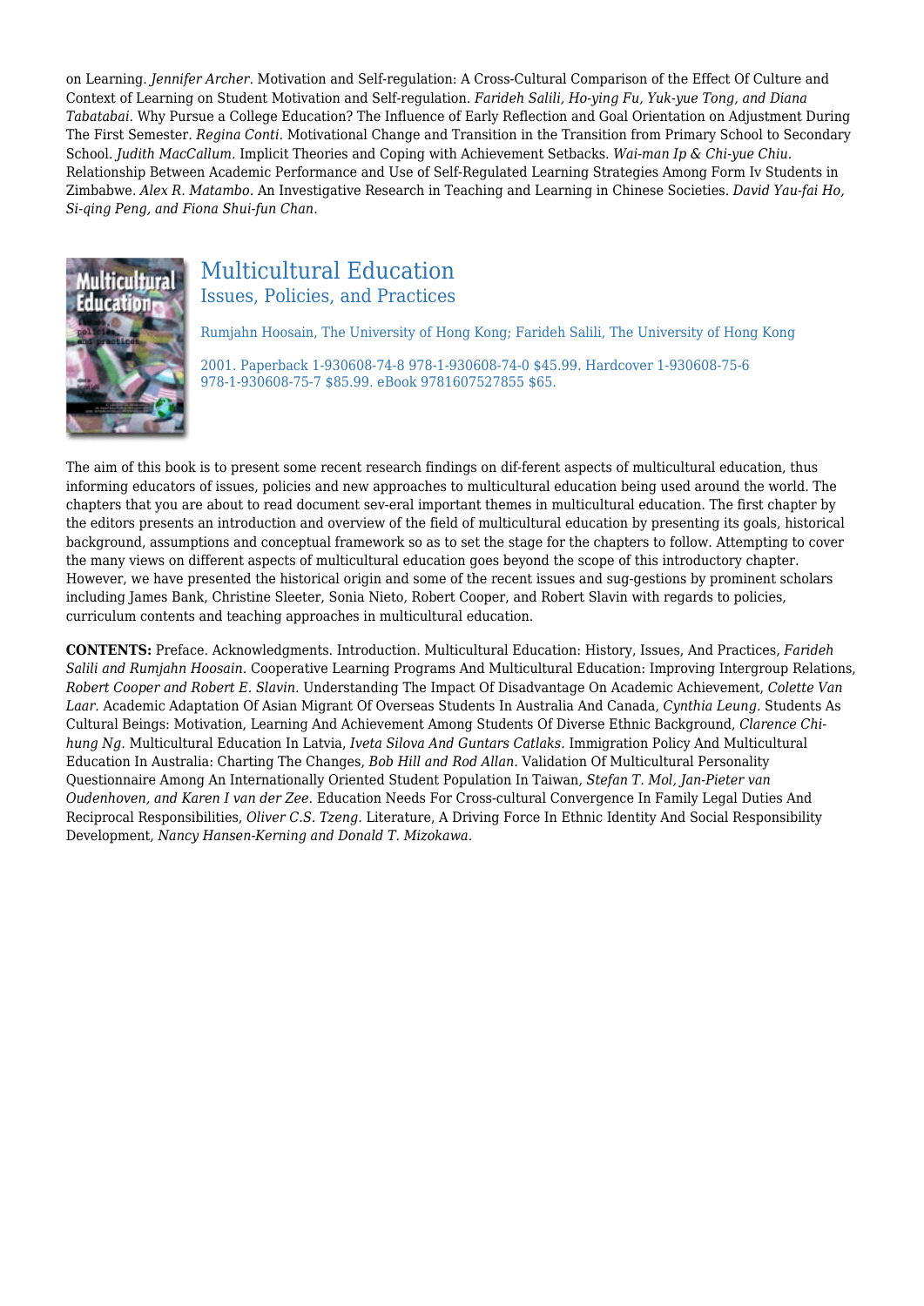on Learning. *Jennifer Archer.* Motivation and Self-regulation: A Cross-Cultural Comparison of the Effect Of Culture and Context of Learning on Student Motivation and Self-regulation. *Farideh Salili, Ho-ying Fu, Yuk-yue Tong, and Diana Tabatabai.* Why Pursue a College Education? The Influence of Early Reflection and Goal Orientation on Adjustment During The First Semester. *Regina Conti.* Motivational Change and Transition in the Transition from Primary School to Secondary School. *Judith MacCallum.* Implicit Theories and Coping with Achievement Setbacks. *Wai-man Ip & Chi-yue Chiu.* Relationship Between Academic Performance and Use of Self-Regulated Learning Strategies Among Form Iv Students in Zimbabwe. *Alex R. Matambo.* An Investigative Research in Teaching and Learning in Chinese Societies. *David Yau-fai Ho, Si-qing Peng, and Fiona Shui-fun Chan.*

## Multicultural Education
### Issues, Policies, and Practices

Rumjahn Hoosain, The University of Hong Kong; Farideh Salili, The University of Hong Kong

2001. Paperback 1-930608-74-8 978-1-930608-74-0 $45.99. Hardcover 1-930608-75-6 978-1-930608-75-7 $85.99. eBook 9781607527855 $65.

The aim of this book is to present some recent research findings on dif-ferent aspects of multicultural education, thus informing educators of issues, policies and new approaches to multicultural education being used around the world. The chapters that you are about to read document sev-eral important themes in multicultural education. The first chapter by the editors presents an introduction and overview of the field of multicultural education by presenting its goals, historical background, assumptions and conceptual framework so as to set the stage for the chapters to follow. Attempting to cover the many views on different aspects of multicultural education goes beyond the scope of this introductory chapter. However, we have presented the historical origin and some of the recent issues and sug-gestions by prominent scholars including James Bank, Christine Sleeter, Sonia Nieto, Robert Cooper, and Robert Slavin with regards to policies, curriculum contents and teaching approaches in multicultural education.

**CONTENTS:** Preface. Acknowledgments. Introduction. Multicultural Education: History, Issues, And Practices, *Farideh Salili and Rumjahn Hoosain.* Cooperative Learning Programs And Multicultural Education: Improving Intergroup Relations, *Robert Cooper and Robert E. Slavin.* Understanding The Impact Of Disadvantage On Academic Achievement, *Colette Van Laar.* Academic Adaptation Of Asian Migrant Of Overseas Students In Australia And Canada, *Cynthia Leung.* Students As Cultural Beings: Motivation, Learning And Achievement Among Students Of Diverse Ethnic Background, *Clarence Chi-hung Ng.* Multicultural Education In Latvia, *Iveta Silova And Guntars Catlaks.* Immigration Policy And Multicultural Education In Australia: Charting The Changes, *Bob Hill and Rod Allan.* Validation Of Multicultural Personality Questionnaire Among An Internationally Oriented Student Population In Taiwan, *Stefan T. Mol, Jan-Pieter van Oudenhoven, and Karen I van der Zee.* Education Needs For Cross-cultural Convergence In Family Legal Duties And Reciprocal Responsibilities, *Oliver C.S. Tzeng.* Literature, A Driving Force In Ethnic Identity And Social Responsibility Development, *Nancy Hansen-Kerning and Donald T. Mizokawa.*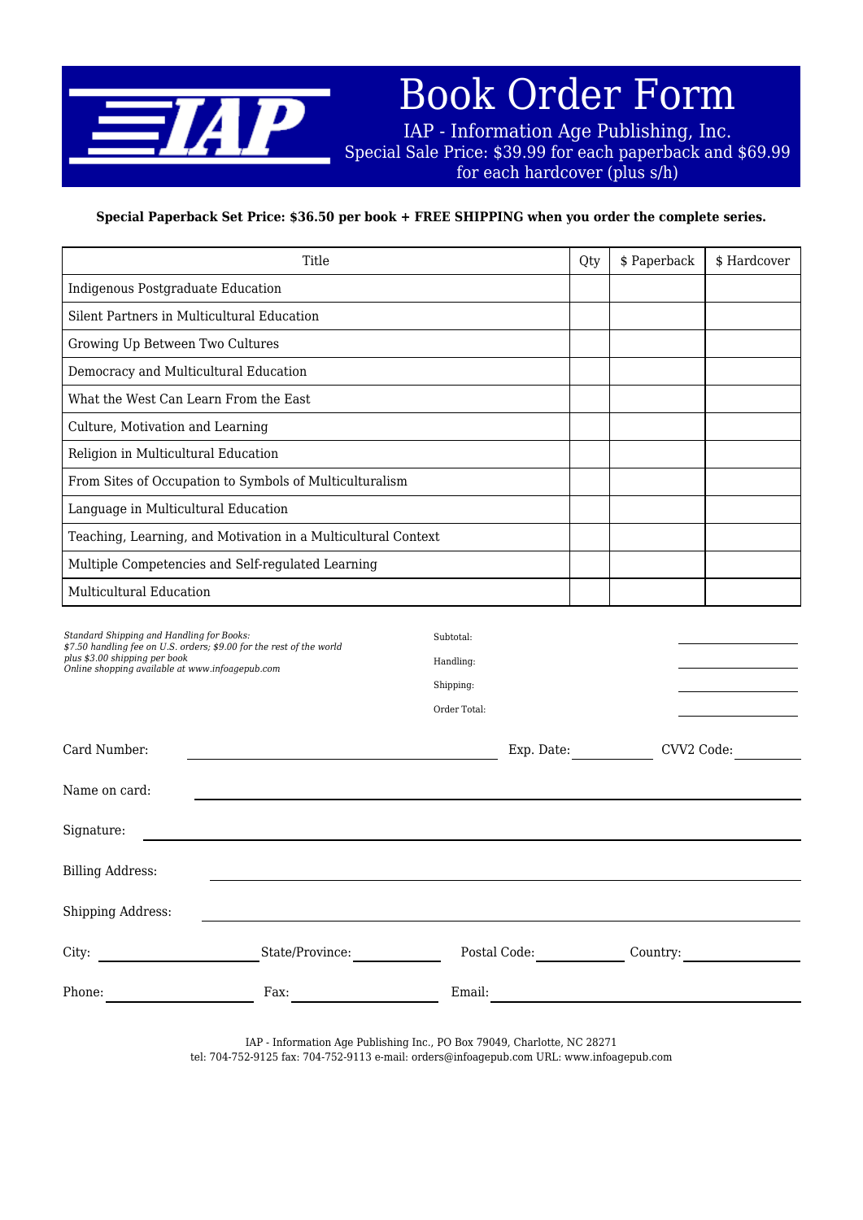# Book Order Form

IAP - Information Age Publishing, Inc.
Special Sale Price: $39.99 for each paperback and $69.99 for each hardcover (plus s/h)

**Special Paperback Set Price: $36.50 per book + FREE SHIPPING when you order the complete series.**

| Title | Qty | $ Paperback | $ Hardcover |
|---|---|---|---|
| Indigenous Postgraduate Education | | | |
| Silent Partners in Multicultural Education | | | |
| Growing Up Between Two Cultures | | | |
| Democracy and Multicultural Education | | | |
| What the West Can Learn From the East | | | |
| Culture, Motivation and Learning | | | |
| Religion in Multicultural Education | | | |
| From Sites of Occupation to Symbols of Multiculturalism | | | |
| Language in Multicultural Education | | | |
| Teaching, Learning, and Motivation in a Multicultural Context | | | |
| Multiple Competencies and Self-regulated Learning | | | |
| Multicultural Education | | | |

*Standard Shipping and Handling for Books:*
*$7.50 handling fee on U.S. orders; $9.00 for the rest of the world plus $3.00 shipping per book*
*Online shopping available at www.infoagepub.com*

Subtotal: ______________

Handling: ______________

Shipping: ______________

Order Total: ______________

Card Number: ______________ Exp. Date: ______________ CVV2 Code: ______________

Name on card: ______________

Signature: ______________

Billing Address: ______________

Shipping Address: ______________

City: ______________ State/Province: ______________ Postal Code: ______________ Country: ______________

Phone: ______________ Fax: ______________ Email: ______________

IAP - Information Age Publishing Inc., PO Box 79049, Charlotte, NC 28271
tel: 704-752-9125 fax: 704-752-9113 e-mail: orders@infoagepub.com URL: www.infoagepub.com